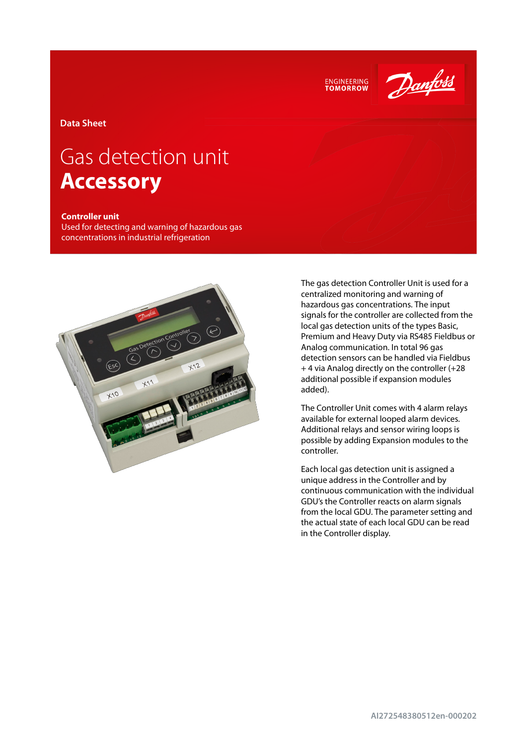Data Sheet

# Gas detection unit
# **Accessory**

**Controller unit**
Used for detecting and warning of hazardous gas concentrations in industrial refrigeration

The gas detection Controller Unit is used for a centralized monitoring and warning of hazardous gas concentrations. The input signals for the controller are collected from the local gas detection units of the types Basic, Premium and Heavy Duty via RS485 Fieldbus or Analog communication. In total 96 gas detection sensors can be handled via Fieldbus + 4 via Analog directly on the controller (+28 additional possible if expansion modules added).

The Controller Unit comes with 4 alarm relays available for external looped alarm devices. Additional relays and sensor wiring loops is possible by adding Expansion modules to the controller.

Each local gas detection unit is assigned a unique address in the Controller and by continuous communication with the individual GDU's the Controller reacts on alarm signals from the local GDU. The parameter setting and the actual state of each local GDU can be read in the Controller display.

AI272548380512en-000202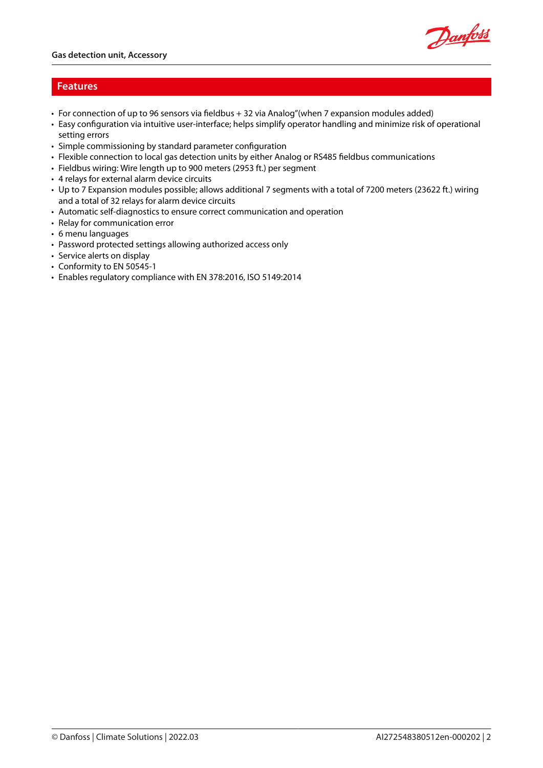## Features

- For connection of up to 96 sensors via fieldbus + 32 via Analog"(when 7 expansion modules added)
- Easy configuration via intuitive user-interface; helps simplify operator handling and minimize risk of operational setting errors
- Simple commissioning by standard parameter configuration
- Flexible connection to local gas detection units by either Analog or RS485 fieldbus communications
- Fieldbus wiring: Wire length up to 900 meters (2953 ft.) per segment
- 4 relays for external alarm device circuits
- Up to 7 Expansion modules possible; allows additional 7 segments with a total of 7200 meters (23622 ft.) wiring and a total of 32 relays for alarm device circuits
- Automatic self-diagnostics to ensure correct communication and operation
- Relay for communication error
- 6 menu languages
- Password protected settings allowing authorized access only
- Service alerts on display
- Conformity to EN 50545-1
- Enables regulatory compliance with EN 378:2016, ISO 5149:2014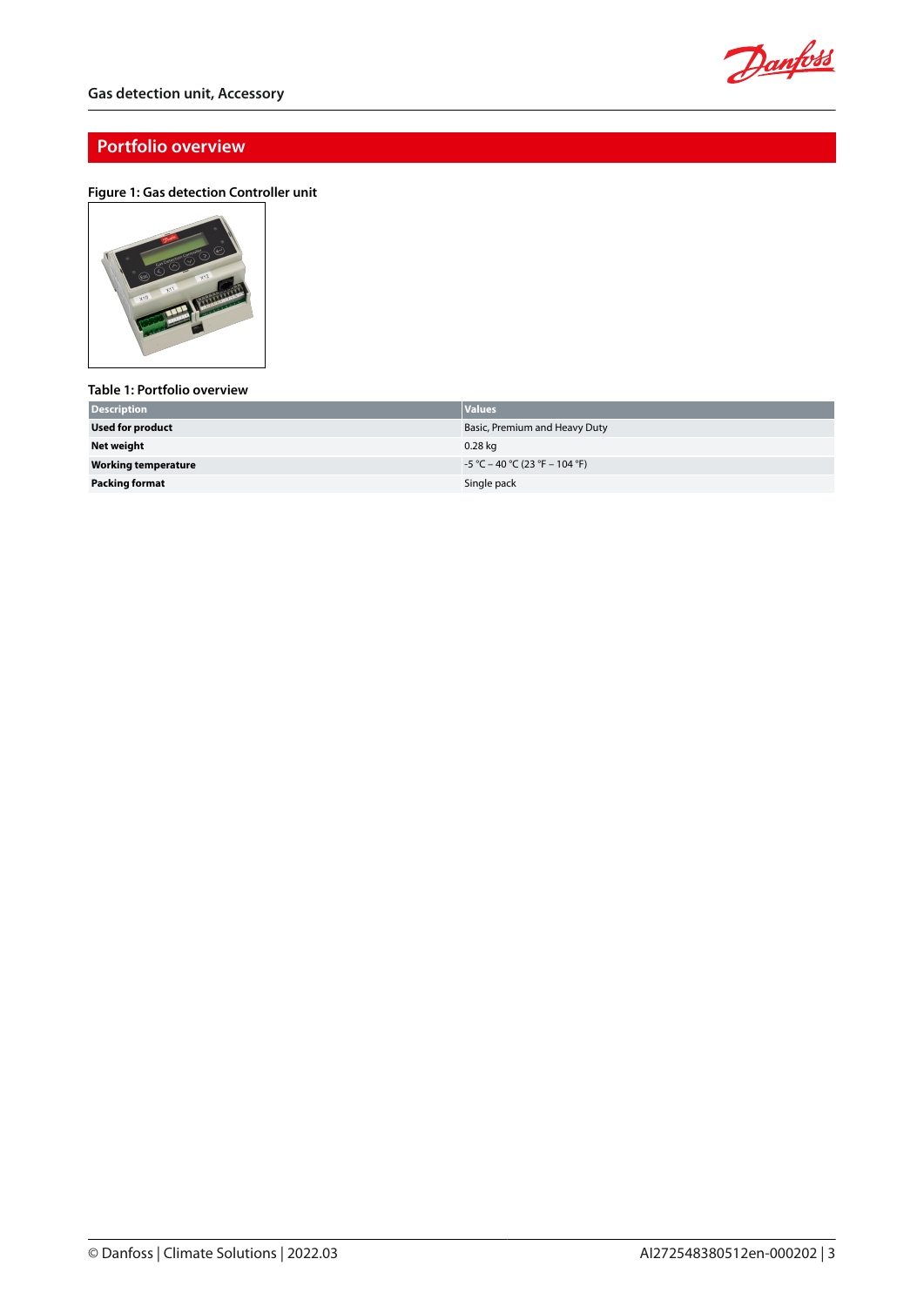## Portfolio overview

**Figure 1: Gas detection Controller unit**

**Table 1: Portfolio overview**

| Description | Values |
|---|---|
| **Used for product** | Basic, Premium and Heavy Duty |
| **Net weight** | 0.28 kg |
| **Working temperature** | -5 °C – 40 °C (23 °F – 104 °F) |
| **Packing format** | Single pack |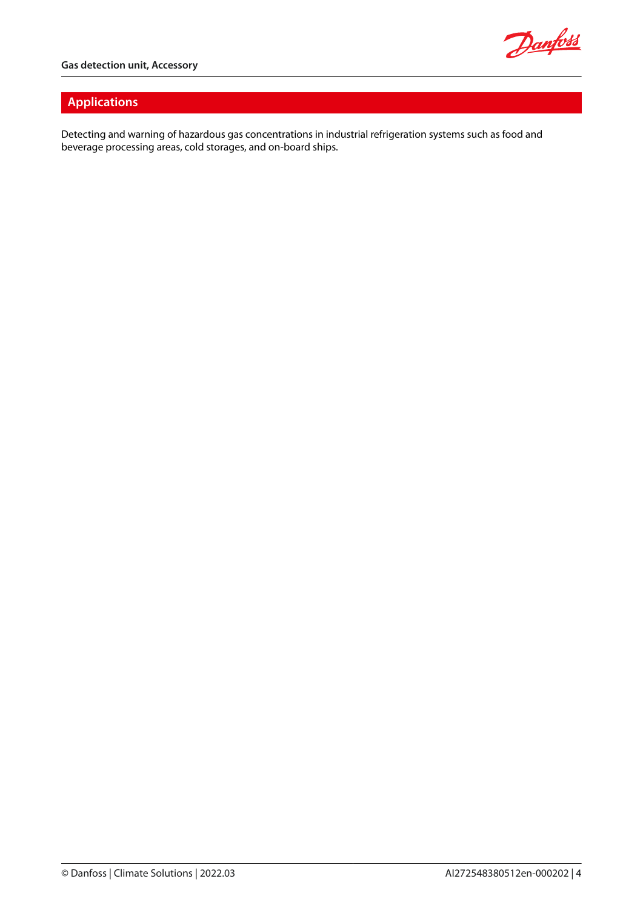## Applications

Detecting and warning of hazardous gas concentrations in industrial refrigeration systems such as food and beverage processing areas, cold storages, and on-board ships.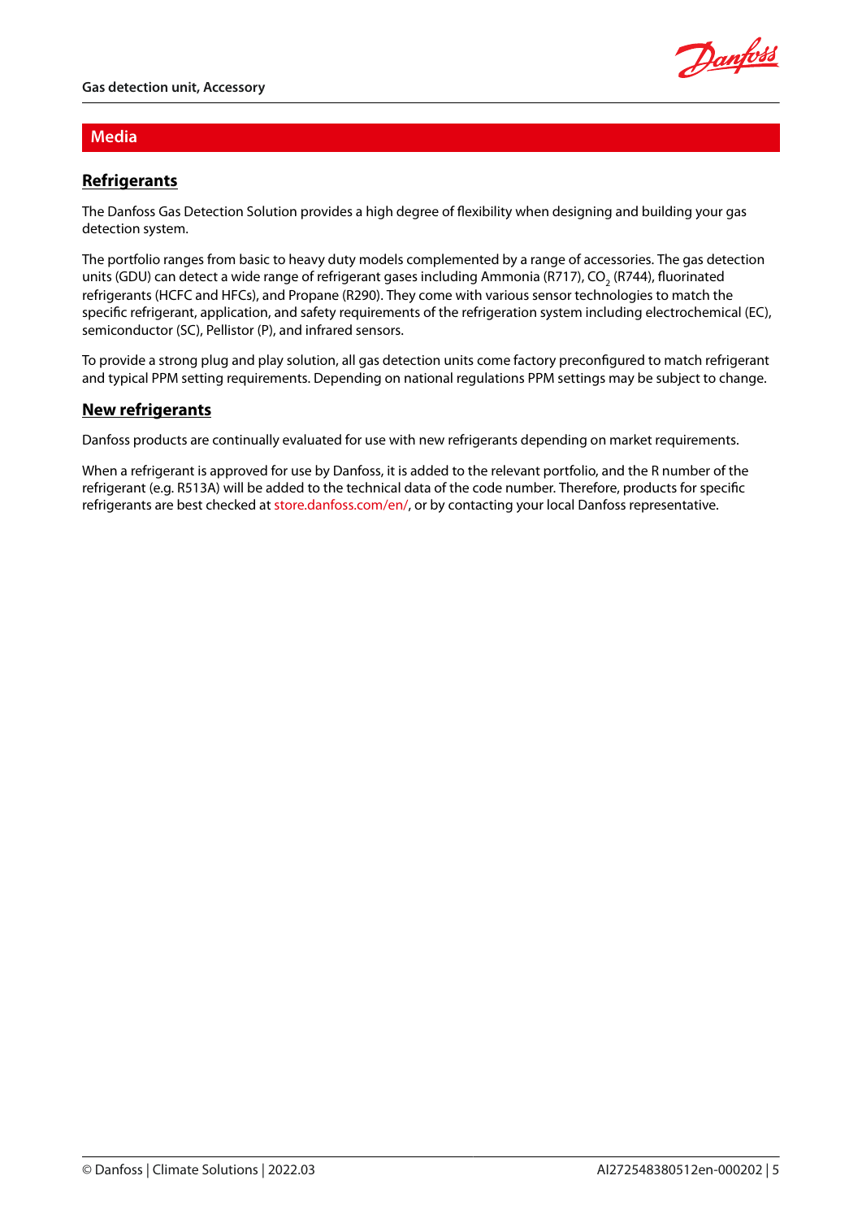## Media

### Refrigerants

The Danfoss Gas Detection Solution provides a high degree of flexibility when designing and building your gas detection system.

The portfolio ranges from basic to heavy duty models complemented by a range of accessories. The gas detection units (GDU) can detect a wide range of refrigerant gases including Ammonia (R717), $CO_2$ (R744), fluorinated refrigerants (HCFC and HFCs), and Propane (R290). They come with various sensor technologies to match the specific refrigerant, application, and safety requirements of the refrigeration system including electrochemical (EC), semiconductor (SC), Pellistor (P), and infrared sensors.

To provide a strong plug and play solution, all gas detection units come factory preconfigured to match refrigerant and typical PPM setting requirements. Depending on national regulations PPM settings may be subject to change.

### New refrigerants

Danfoss products are continually evaluated for use with new refrigerants depending on market requirements.

When a refrigerant is approved for use by Danfoss, it is added to the relevant portfolio, and the R number of the refrigerant (e.g. R513A) will be added to the technical data of the code number. Therefore, products for specific refrigerants are best checked at store.danfoss.com/en/, or by contacting your local Danfoss representative.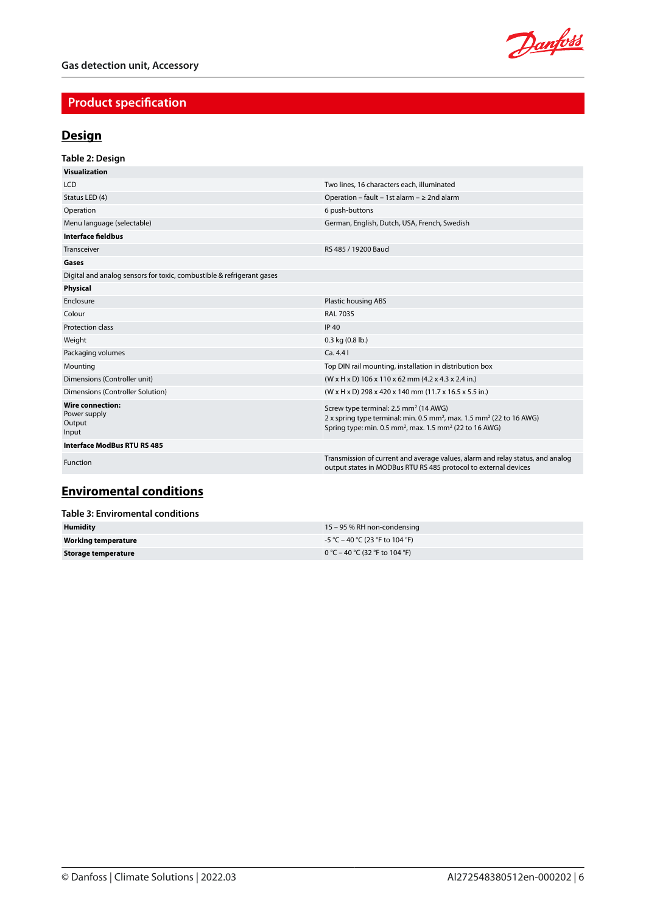## Product specification

### Design

**Table 2: Design**

| | |
|---|---|
| **Visualization** | |
| LCD | Two lines, 16 characters each, illuminated |
| Status LED (4) | Operation – fault – 1st alarm – ≥ 2nd alarm |
| Operation | 6 push-buttons |
| Menu language (selectable) | German, English, Dutch, USA, French, Swedish |
| **Interface fieldbus** | |
| Transceiver | RS 485 / 19200 Baud |
| **Gases** | |
| Digital and analog sensors for toxic, combustible & refrigerant gases | |
| **Physical** | |
| Enclosure | Plastic housing ABS |
| Colour | RAL 7035 |
| Protection class | IP 40 |
| Weight | 0.3 kg (0.8 lb.) |
| Packaging volumes | Ca. 4.4 l |
| Mounting | Top DIN rail mounting, installation in distribution box |
| Dimensions (Controller unit) | (W x H x D) 106 x 110 x 62 mm (4.2 x 4.3 x 2.4 in.) |
| Dimensions (Controller Solution) | (W x H x D) 298 x 420 x 140 mm (11.7 x 16.5 x 5.5 in.) |
| **Wire connection:**<br>Power supply<br>Output<br>Input | Screw type terminal: 2.5 mm² (14 AWG)<br>2 x spring type terminal: min. 0.5 mm², max. 1.5 mm² (22 to 16 AWG)<br>Spring type: min. 0.5 mm², max. 1.5 mm² (22 to 16 AWG) |
| **Interface ModBus RTU RS 485** | |
| Function | Transmission of current and average values, alarm and relay status, and analog output states in MODBus RTU RS 485 protocol to external devices |

### Enviromental conditions

**Table 3: Enviromental conditions**

| | |
|---|---|
| **Humidity** | 15 – 95 % RH non-condensing |
| **Working temperature** | -5 °C – 40 °C (23 °F to 104 °F) |
| **Storage temperature** | 0 °C – 40 °C (32 °F to 104 °F) |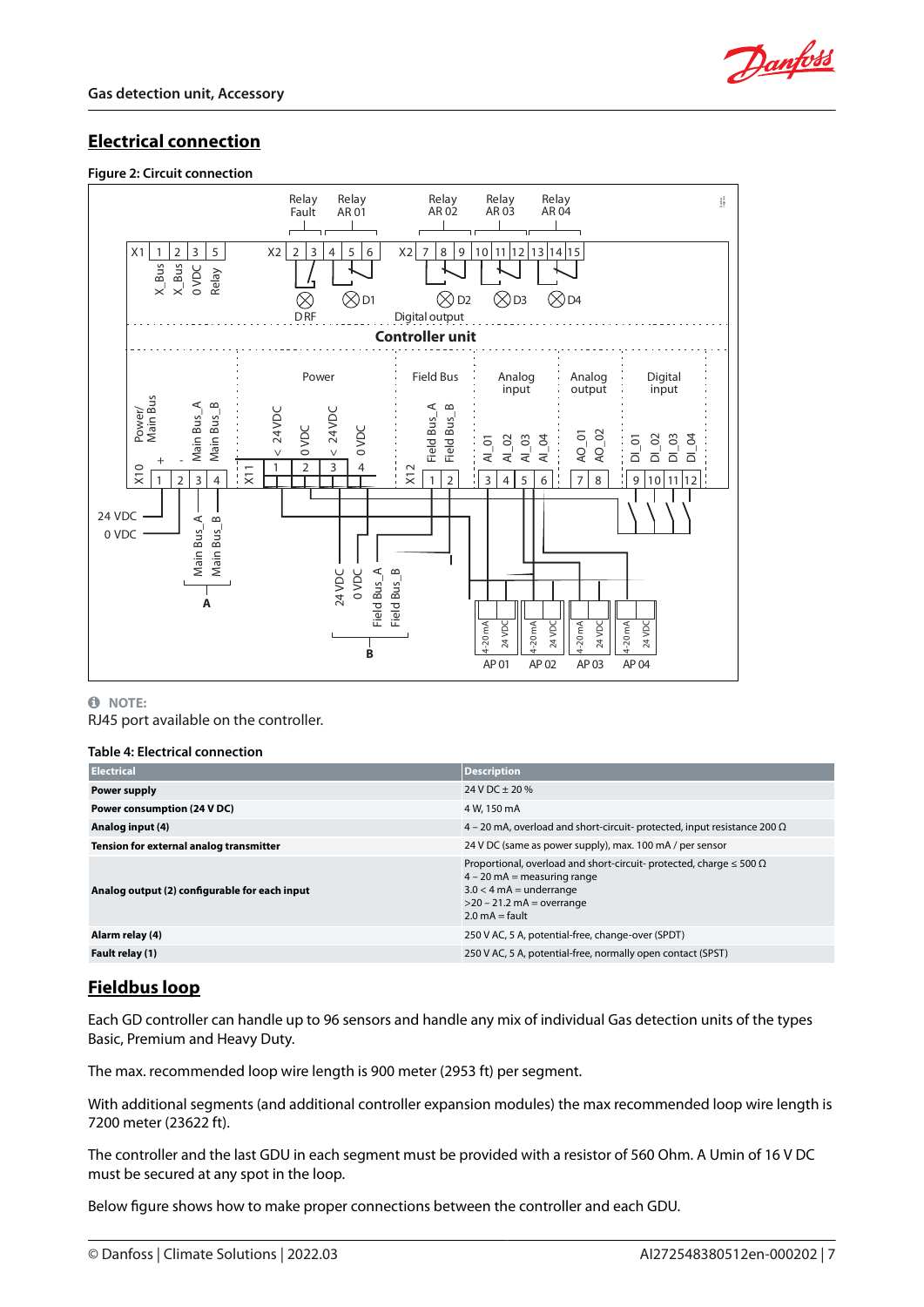## Electrical connection

**Figure 2: Circuit connection**

> **NOTE:**
> RJ45 port available on the controller.

**Table 4: Electrical connection**

| Electrical | Description |
|---|---|
| **Power supply** | 24 V DC ± 20 % |
| **Power consumption (24 V DC)** | 4 W, 150 mA |
| **Analog input (4)** | 4 – 20 mA, overload and short-circuit- protected, input resistance 200 Ω |
| **Tension for external analog transmitter** | 24 V DC (same as power supply), max. 100 mA / per sensor |
| **Analog output (2) configurable for each input** | Proportional, overload and short-circuit- protected, charge ≤ 500 Ω<br>4 – 20 mA = measuring range<br>3.0 < 4 mA = underrange<br>>20 – 21.2 mA = overrange<br>2.0 mA = fault |
| **Alarm relay (4)** | 250 V AC, 5 A, potential-free, change-over (SPDT) |
| **Fault relay (1)** | 250 V AC, 5 A, potential-free, normally open contact (SPST) |

## Fieldbus loop

Each GD controller can handle up to 96 sensors and handle any mix of individual Gas detection units of the types Basic, Premium and Heavy Duty.

The max. recommended loop wire length is 900 meter (2953 ft) per segment.

With additional segments (and additional controller expansion modules) the max recommended loop wire length is 7200 meter (23622 ft).

The controller and the last GDU in each segment must be provided with a resistor of 560 Ohm. A Umin of 16 V DC must be secured at any spot in the loop.

Below figure shows how to make proper connections between the controller and each GDU.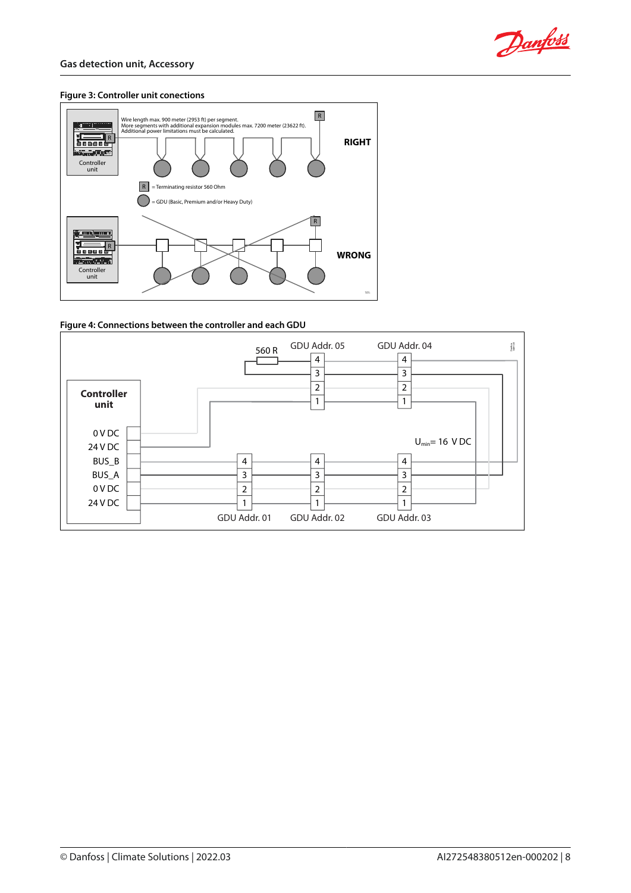## Figure 3: Controller unit conections

Wire length max. 900 meter (2953 ft) per segment.
More segments with additional expansion modules max. 7200 meter (23622 ft).
Additional power limitations must be calculated.

Controller unit

RIGHT

R = Terminating resistor 560 Ohm

= GDU (Basic, Premium and/or Heavy Duty)

WRONG

## Figure 4: Connections between the controller and each GDU

Controller unit

0 V DC
24 V DC
BUS_B
BUS_A
0 V DC
24 V DC

560 R

GDU Addr. 05
GDU Addr. 04
GDU Addr. 01
GDU Addr. 02
GDU Addr. 03

$U_{min}$ = 16 V DC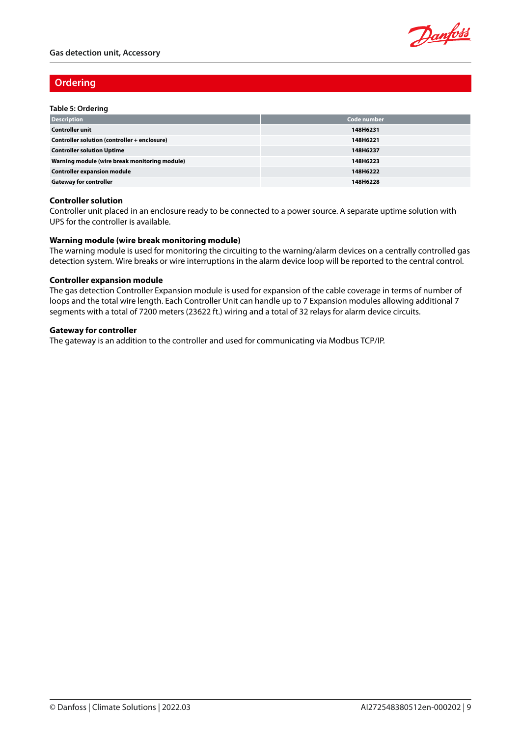## Ordering

**Table 5: Ordering**

| Description | Code number |
| --- | --- |
| **Controller unit** | **148H6231** |
| **Controller solution (controller + enclosure)** | **148H6221** |
| **Controller solution Uptime** | **148H6237** |
| **Warning module (wire break monitoring module)** | **148H6223** |
| **Controller expansion module** | **148H6222** |
| **Gateway for controller** | **148H6228** |

### Controller solution

Controller unit placed in an enclosure ready to be connected to a power source. A separate uptime solution with UPS for the controller is available.

### Warning module (wire break monitoring module)

The warning module is used for monitoring the circuiting to the warning/alarm devices on a centrally controlled gas detection system. Wire breaks or wire interruptions in the alarm device loop will be reported to the central control.

### Controller expansion module

The gas detection Controller Expansion module is used for expansion of the cable coverage in terms of number of loops and the total wire length. Each Controller Unit can handle up to 7 Expansion modules allowing additional 7 segments with a total of 7200 meters (23622 ft.) wiring and a total of 32 relays for alarm device circuits.

### Gateway for controller

The gateway is an addition to the controller and used for communicating via Modbus TCP/IP.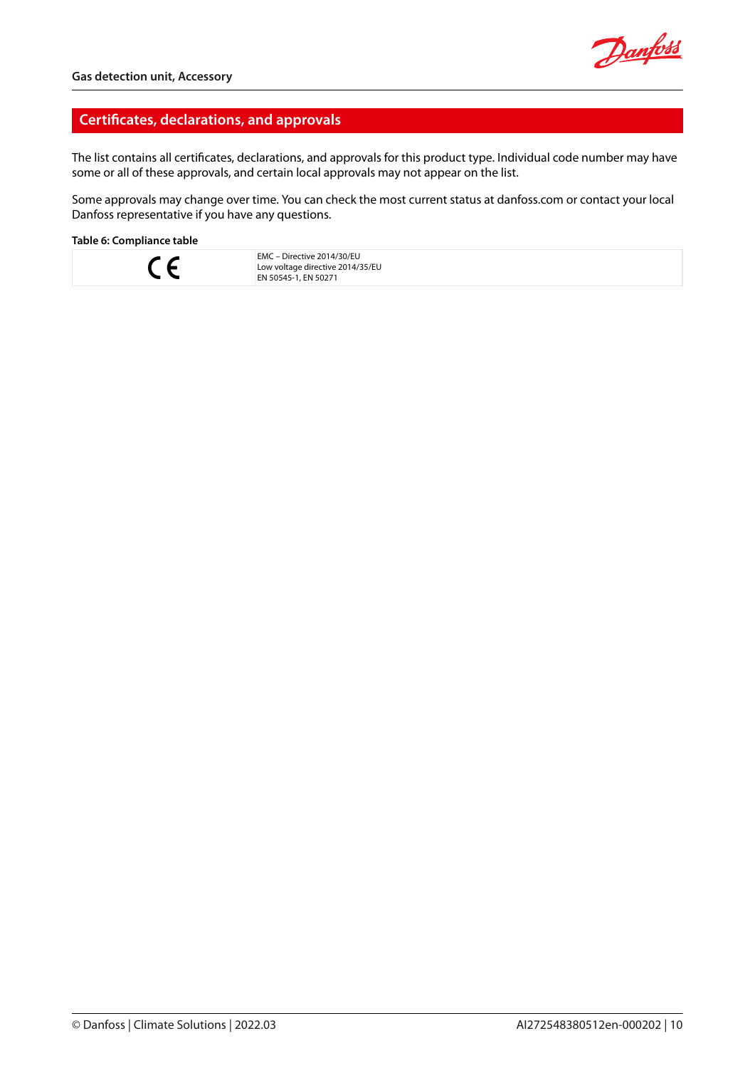## Certificates, declarations, and approvals

The list contains all certificates, declarations, and approvals for this product type. Individual code number may have some or all of these approvals, and certain local approvals may not appear on the list.

Some approvals may change over time. You can check the most current status at danfoss.com or contact your local Danfoss representative if you have any questions.

**Table 6: Compliance table**

| | |
|---|---|
| CE | EMC – Directive 2014/30/EU<br>Low voltage directive 2014/35/EU<br>EN 50545-1, EN 50271 |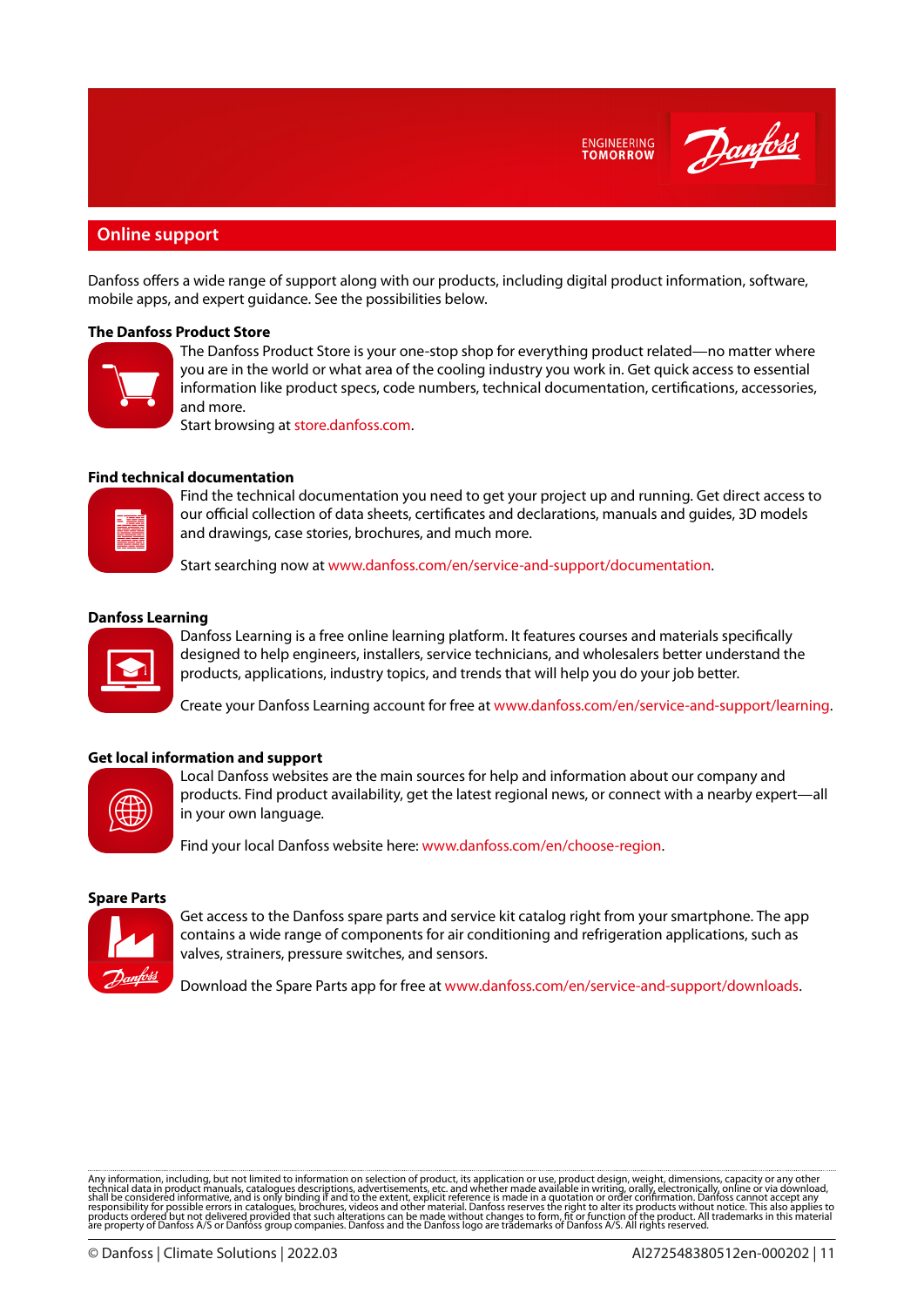ENGINEERING TOMORROW

## Online support

Danfoss offers a wide range of support along with our products, including digital product information, software, mobile apps, and expert guidance. See the possibilities below.

### The Danfoss Product Store

The Danfoss Product Store is your one-stop shop for everything product related—no matter where you are in the world or what area of the cooling industry you work in. Get quick access to essential information like product specs, code numbers, technical documentation, certifications, accessories, and more.

Start browsing at store.danfoss.com.

### Find technical documentation

Find the technical documentation you need to get your project up and running. Get direct access to our official collection of data sheets, certificates and declarations, manuals and guides, 3D models and drawings, case stories, brochures, and much more.

Start searching now at www.danfoss.com/en/service-and-support/documentation.

### Danfoss Learning

Danfoss Learning is a free online learning platform. It features courses and materials specifically designed to help engineers, installers, service technicians, and wholesalers better understand the products, applications, industry topics, and trends that will help you do your job better.

Create your Danfoss Learning account for free at www.danfoss.com/en/service-and-support/learning.

### Get local information and support

Local Danfoss websites are the main sources for help and information about our company and products. Find product availability, get the latest regional news, or connect with a nearby expert—all in your own language.

Find your local Danfoss website here: www.danfoss.com/en/choose-region.

### Spare Parts

Get access to the Danfoss spare parts and service kit catalog right from your smartphone. The app contains a wide range of components for air conditioning and refrigeration applications, such as valves, strainers, pressure switches, and sensors.

Download the Spare Parts app for free at www.danfoss.com/en/service-and-support/downloads.

Any information, including, but not limited to information on selection of product, its application or use, product design, weight, dimensions, capacity or any other technical data in product manuals, catalogues descriptions, advertisements, etc. and whether made available in writing, orally, electronically, online or via download, shall be considered informative, and is only binding if and to the extent, explicit reference is made in a quotation or order confirmation. Danfoss cannot accept any responsibility for possible errors in catalogues, brochures, videos and other material. Danfoss reserves the right to alter its products without notice. This also applies to products ordered but not delivered provided that such alterations can be made without changes to form, fit or function of the product. All trademarks in this material are property of Danfoss A/S or Danfoss group companies. Danfoss and the Danfoss logo are trademarks of Danfoss A/S. All rights reserved.

© Danfoss | Climate Solutions | 2022.03 AI272548380512en-000202